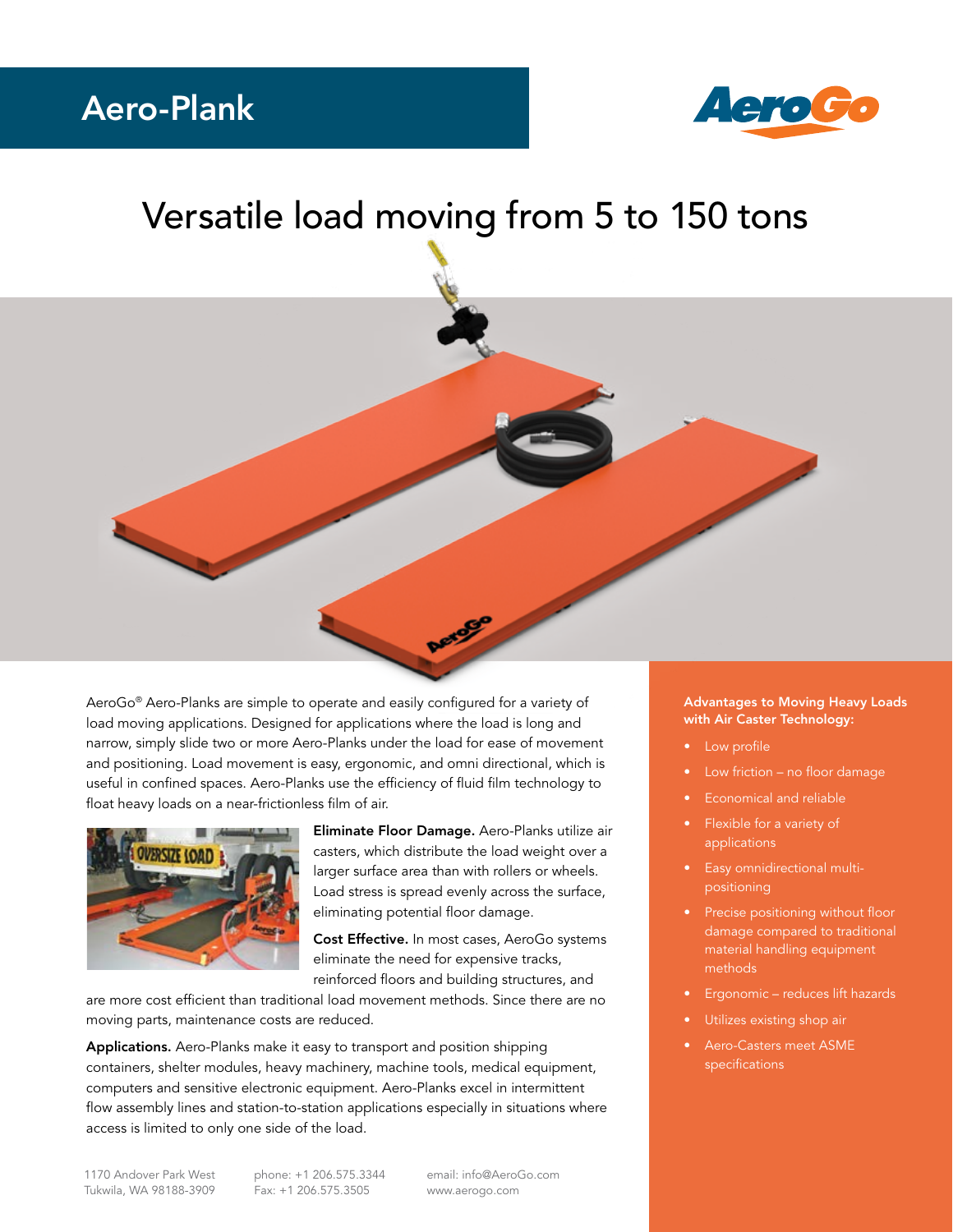# Aero-Plank

## Versatile load moving from 5 to 150 tons

AeroGo® Aero-Planks are simple to operate and easily configured for a variety of load moving applications. Designed for applications where the load is long and narrow, simply slide two or more Aero-Planks under the load for ease of movement and positioning. Load movement is easy, ergonomic, and omni directional, which is useful in confined spaces. Aero-Planks use the efficiency of fluid film technology to float heavy loads on a near-frictionless film of air.

**Eliminate Floor Damage.** Aero-Planks utilize air casters, which distribute the load weight over a larger surface area than with rollers or wheels. Load stress is spread evenly across the surface, eliminating potential floor damage.

**Cost Effective.** In most cases, AeroGo systems eliminate the need for expensive tracks, reinforced floors and building structures, and are more cost efficient than traditional load movement methods. Since there are no moving parts, maintenance costs are reduced.

**Applications.** Aero-Planks make it easy to transport and position shipping containers, shelter modules, heavy machinery, machine tools, medical equipment, computers and sensitive electronic equipment. Aero-Planks excel in intermittent flow assembly lines and station-to-station applications especially in situations where access is limited to only one side of the load.

### Advantages to Moving Heavy Loads with Air Caster Technology:

- Low profile
- Low friction – no floor damage
- Economical and reliable
- Flexible for a variety of applications
- Easy omnidirectional multi-positioning
- Precise positioning without floor damage compared to traditional material handling equipment methods
- Ergonomic – reduces lift hazards
- Utilizes existing shop air
- Aero-Casters meet ASME specifications

1170 Andover Park West
Tukwila, WA 98188-3909

phone: +1 206.575.3344
Fax: +1 206.575.3505

email: info@AeroGo.com
www.aerogo.com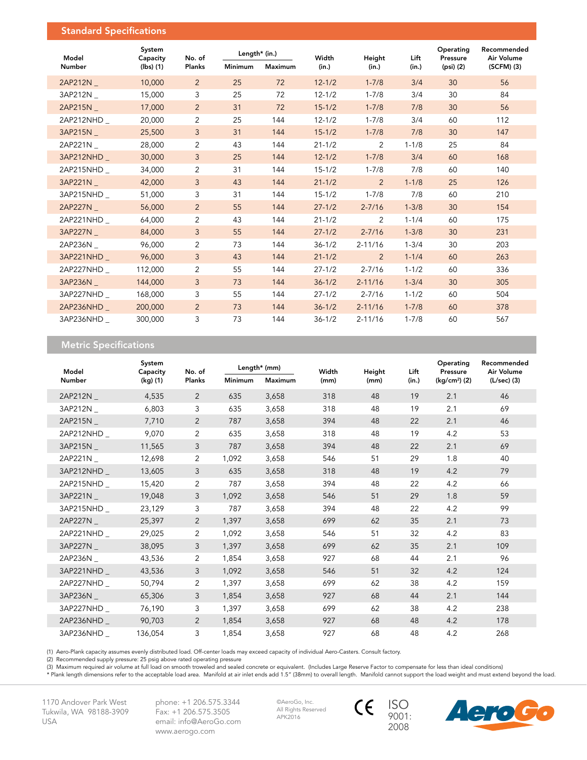## Standard Specifications

| Model Number | System Capacity (lbs) (1) | No. of Planks | Length* (in.) | | Width (in.) | Height (in.) | Lift (in.) | Operating Pressure (psi) (2) | Recommended Air Volume (SCFM) (3) |
|---|---|---|---|---|---|---|---|---|---|
| | | | Minimum | Maximum | | | | | |
| 2AP212N _ | 10,000 | 2 | 25 | 72 | 12-1/2 | 1-7/8 | 3/4 | 30 | 56 |
| 3AP212N _ | 15,000 | 3 | 25 | 72 | 12-1/2 | 1-7/8 | 3/4 | 30 | 84 |
| 2AP215N _ | 17,000 | 2 | 31 | 72 | 15-1/2 | 1-7/8 | 7/8 | 30 | 56 |
| 2AP212NHD _ | 20,000 | 2 | 25 | 144 | 12-1/2 | 1-7/8 | 3/4 | 60 | 112 |
| 3AP215N _ | 25,500 | 3 | 31 | 144 | 15-1/2 | 1-7/8 | 7/8 | 30 | 147 |
| 2AP221N _ | 28,000 | 2 | 43 | 144 | 21-1/2 | 2 | 1-1/8 | 25 | 84 |
| 3AP212NHD _ | 30,000 | 3 | 25 | 144 | 12-1/2 | 1-7/8 | 3/4 | 60 | 168 |
| 2AP215NHD _ | 34,000 | 2 | 31 | 144 | 15-1/2 | 1-7/8 | 7/8 | 60 | 140 |
| 3AP221N _ | 42,000 | 3 | 43 | 144 | 21-1/2 | 2 | 1-1/8 | 25 | 126 |
| 3AP215NHD _ | 51,000 | 3 | 31 | 144 | 15-1/2 | 1-7/8 | 7/8 | 60 | 210 |
| 2AP227N _ | 56,000 | 2 | 55 | 144 | 27-1/2 | 2-7/16 | 1-3/8 | 30 | 154 |
| 2AP221NHD _ | 64,000 | 2 | 43 | 144 | 21-1/2 | 2 | 1-1/4 | 60 | 175 |
| 3AP227N _ | 84,000 | 3 | 55 | 144 | 27-1/2 | 2-7/16 | 1-3/8 | 30 | 231 |
| 2AP236N _ | 96,000 | 2 | 73 | 144 | 36-1/2 | 2-11/16 | 1-3/4 | 30 | 203 |
| 3AP221NHD _ | 96,000 | 3 | 43 | 144 | 21-1/2 | 2 | 1-1/4 | 60 | 263 |
| 2AP227NHD _ | 112,000 | 2 | 55 | 144 | 27-1/2 | 2-7/16 | 1-1/2 | 60 | 336 |
| 3AP236N _ | 144,000 | 3 | 73 | 144 | 36-1/2 | 2-11/16 | 1-3/4 | 30 | 305 |
| 3AP227NHD _ | 168,000 | 3 | 55 | 144 | 27-1/2 | 2-7/16 | 1-1/2 | 60 | 504 |
| 2AP236NHD _ | 200,000 | 2 | 73 | 144 | 36-1/2 | 2-11/16 | 1-7/8 | 60 | 378 |
| 3AP236NHD _ | 300,000 | 3 | 73 | 144 | 36-1/2 | 2-11/16 | 1-7/8 | 60 | 567 |

## Metric Specifications

| Model Number | System Capacity (kg) (1) | No. of Planks | Length* (mm) | | Width (mm) | Height (mm) | Lift (in.) | Operating Pressure (kg/cm²) (2) | Recommended Air Volume (L/sec) (3) |
|---|---|---|---|---|---|---|---|---|---|
| | | | Minimum | Maximum | | | | | |
| 2AP212N _ | 4,535 | 2 | 635 | 3,658 | 318 | 48 | 19 | 2.1 | 46 |
| 3AP212N _ | 6,803 | 3 | 635 | 3,658 | 318 | 48 | 19 | 2.1 | 69 |
| 2AP215N _ | 7,710 | 2 | 787 | 3,658 | 394 | 48 | 22 | 2.1 | 46 |
| 2AP212NHD _ | 9,070 | 2 | 635 | 3,658 | 318 | 48 | 19 | 4.2 | 53 |
| 3AP215N _ | 11,565 | 3 | 787 | 3,658 | 394 | 48 | 22 | 2.1 | 69 |
| 2AP221N _ | 12,698 | 2 | 1,092 | 3,658 | 546 | 51 | 29 | 1.8 | 40 |
| 3AP212NHD _ | 13,605 | 3 | 635 | 3,658 | 318 | 48 | 19 | 4.2 | 79 |
| 2AP215NHD _ | 15,420 | 2 | 787 | 3,658 | 394 | 48 | 22 | 4.2 | 66 |
| 3AP221N _ | 19,048 | 3 | 1,092 | 3,658 | 546 | 51 | 29 | 1.8 | 59 |
| 3AP215NHD _ | 23,129 | 3 | 787 | 3,658 | 394 | 48 | 22 | 4.2 | 99 |
| 2AP227N _ | 25,397 | 2 | 1,397 | 3,658 | 699 | 62 | 35 | 2.1 | 73 |
| 2AP221NHD _ | 29,025 | 2 | 1,092 | 3,658 | 546 | 51 | 32 | 4.2 | 83 |
| 3AP227N _ | 38,095 | 3 | 1,397 | 3,658 | 699 | 62 | 35 | 2.1 | 109 |
| 2AP236N _ | 43,536 | 2 | 1,854 | 3,658 | 927 | 68 | 44 | 2.1 | 96 |
| 3AP221NHD _ | 43,536 | 3 | 1,092 | 3,658 | 546 | 51 | 32 | 4.2 | 124 |
| 2AP227NHD _ | 50,794 | 2 | 1,397 | 3,658 | 699 | 62 | 38 | 4.2 | 159 |
| 3AP236N _ | 65,306 | 3 | 1,854 | 3,658 | 927 | 68 | 44 | 2.1 | 144 |
| 3AP227NHD _ | 76,190 | 3 | 1,397 | 3,658 | 699 | 62 | 38 | 4.2 | 238 |
| 2AP236NHD _ | 90,703 | 2 | 1,854 | 3,658 | 927 | 68 | 48 | 4.2 | 178 |
| 3AP236NHD _ | 136,054 | 3 | 1,854 | 3,658 | 927 | 68 | 48 | 4.2 | 268 |

(1) Aero-Plank capacity assumes evenly distributed load. Off-center loads may exceed capacity of individual Aero-Casters. Consult factory.
(2) Recommended supply pressure: 25 psig above rated operating pressure
(3) Maximum required air volume at full load on smooth troweled and sealed concrete or equivalent. (Includes Large Reserve Factor to compensate for less than ideal conditions)
* Plank length dimensions refer to the acceptable load area. Manifold at air inlet ends add 1.5" (38mm) to overall length. Manifold cannot support the load weight and must extend beyond the load.

1170 Andover Park West
Tukwila, WA 98188-3909
USA

phone: +1 206.575.3344
Fax: +1 206.575.3505
email: info@AeroGo.com
www.aerogo.com

©AeroGo, Inc.
All Rights Reserved
APK2016

CE

ISO 9001: 2008

AeroGo